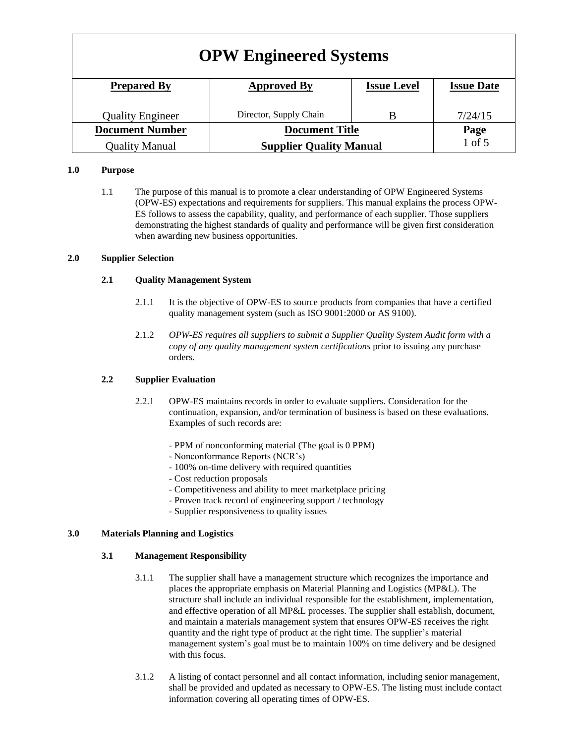| OPW Engineered Systems | | | |
|---|---|---|---|
| **Prepared By** | **Approved By** | **Issue Level** | **Issue Date** |
| Quality Engineer | Director, Supply Chain | B | 7/24/15 |
| **Document Number** | **Document Title** | | **Page** |
| Quality Manual | **Supplier Quality Manual** | | 1 of 5 |

## 1.0 Purpose

1.1 The purpose of this manual is to promote a clear understanding of OPW Engineered Systems (OPW-ES) expectations and requirements for suppliers. This manual explains the process OPW-ES follows to assess the capability, quality, and performance of each supplier. Those suppliers demonstrating the highest standards of quality and performance will be given first consideration when awarding new business opportunities.

## 2.0 Supplier Selection

### 2.1 Quality Management System

2.1.1 It is the objective of OPW-ES to source products from companies that have a certified quality management system (such as ISO 9001:2000 or AS 9100).

2.1.2 *OPW-ES requires all suppliers to submit a Supplier Quality System Audit form with a copy of any quality management system certifications* prior to issuing any purchase orders.

### 2.2 Supplier Evaluation

2.2.1 OPW-ES maintains records in order to evaluate suppliers. Consideration for the continuation, expansion, and/or termination of business is based on these evaluations. Examples of such records are:

- PPM of nonconforming material (The goal is 0 PPM)
- Nonconformance Reports (NCR's)
- 100% on-time delivery with required quantities
- Cost reduction proposals
- Competitiveness and ability to meet marketplace pricing
- Proven track record of engineering support / technology
- Supplier responsiveness to quality issues

## 3.0 Materials Planning and Logistics

### 3.1 Management Responsibility

3.1.1 The supplier shall have a management structure which recognizes the importance and places the appropriate emphasis on Material Planning and Logistics (MP&L). The structure shall include an individual responsible for the establishment, implementation, and effective operation of all MP&L processes. The supplier shall establish, document, and maintain a materials management system that ensures OPW-ES receives the right quantity and the right type of product at the right time. The supplier's material management system's goal must be to maintain 100% on time delivery and be designed with this focus.

3.1.2 A listing of contact personnel and all contact information, including senior management, shall be provided and updated as necessary to OPW-ES. The listing must include contact information covering all operating times of OPW-ES.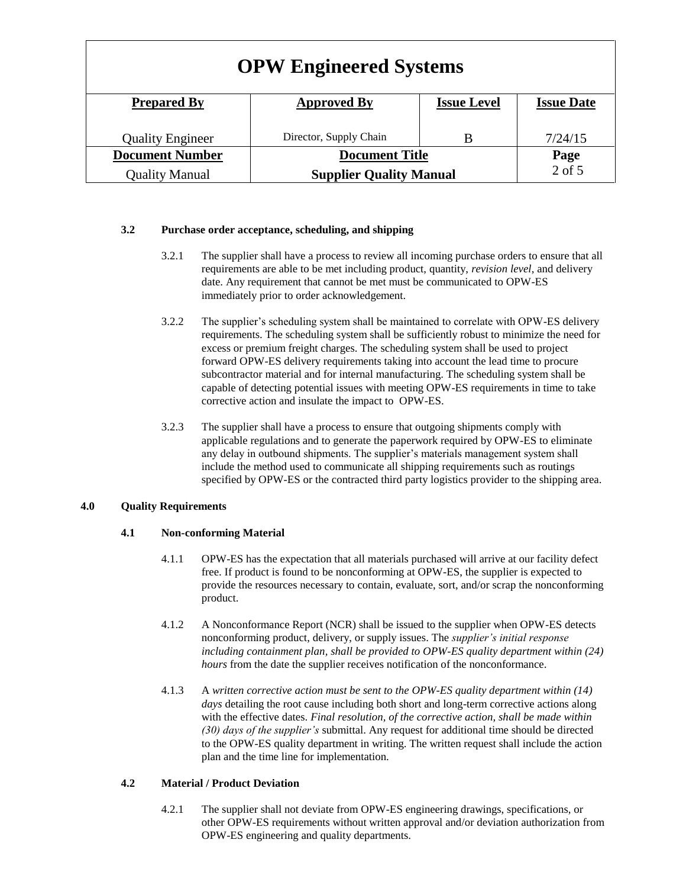### 3.2 Purchase order acceptance, scheduling, and shipping

3.2.1 The supplier shall have a process to review all incoming purchase orders to ensure that all requirements are able to be met including product, quantity, *revision level*, and delivery date. Any requirement that cannot be met must be communicated to OPW-ES immediately prior to order acknowledgement.

3.2.2 The supplier's scheduling system shall be maintained to correlate with OPW-ES delivery requirements. The scheduling system shall be sufficiently robust to minimize the need for excess or premium freight charges. The scheduling system shall be used to project forward OPW-ES delivery requirements taking into account the lead time to procure subcontractor material and for internal manufacturing. The scheduling system shall be capable of detecting potential issues with meeting OPW-ES requirements in time to take corrective action and insulate the impact to OPW-ES.

3.2.3 The supplier shall have a process to ensure that outgoing shipments comply with applicable regulations and to generate the paperwork required by OPW-ES to eliminate any delay in outbound shipments. The supplier's materials management system shall include the method used to communicate all shipping requirements such as routings specified by OPW-ES or the contracted third party logistics provider to the shipping area.

## 4.0 Quality Requirements

### 4.1 Non-conforming Material

4.1.1 OPW-ES has the expectation that all materials purchased will arrive at our facility defect free. If product is found to be nonconforming at OPW-ES, the supplier is expected to provide the resources necessary to contain, evaluate, sort, and/or scrap the nonconforming product.

4.1.2 A Nonconformance Report (NCR) shall be issued to the supplier when OPW-ES detects nonconforming product, delivery, or supply issues. The *supplier's initial response including containment plan, shall be provided to OPW-ES quality department within (24) hours* from the date the supplier receives notification of the nonconformance.

4.1.3 A *written corrective action must be sent to the OPW-ES quality department within (14) days* detailing the root cause including both short and long-term corrective actions along with the effective dates. *Final resolution, of the corrective action, shall be made within (30) days of the supplier's* submittal. Any request for additional time should be directed to the OPW-ES quality department in writing. The written request shall include the action plan and the time line for implementation.

### 4.2 Material / Product Deviation

4.2.1 The supplier shall not deviate from OPW-ES engineering drawings, specifications, or other OPW-ES requirements without written approval and/or deviation authorization from OPW-ES engineering and quality departments.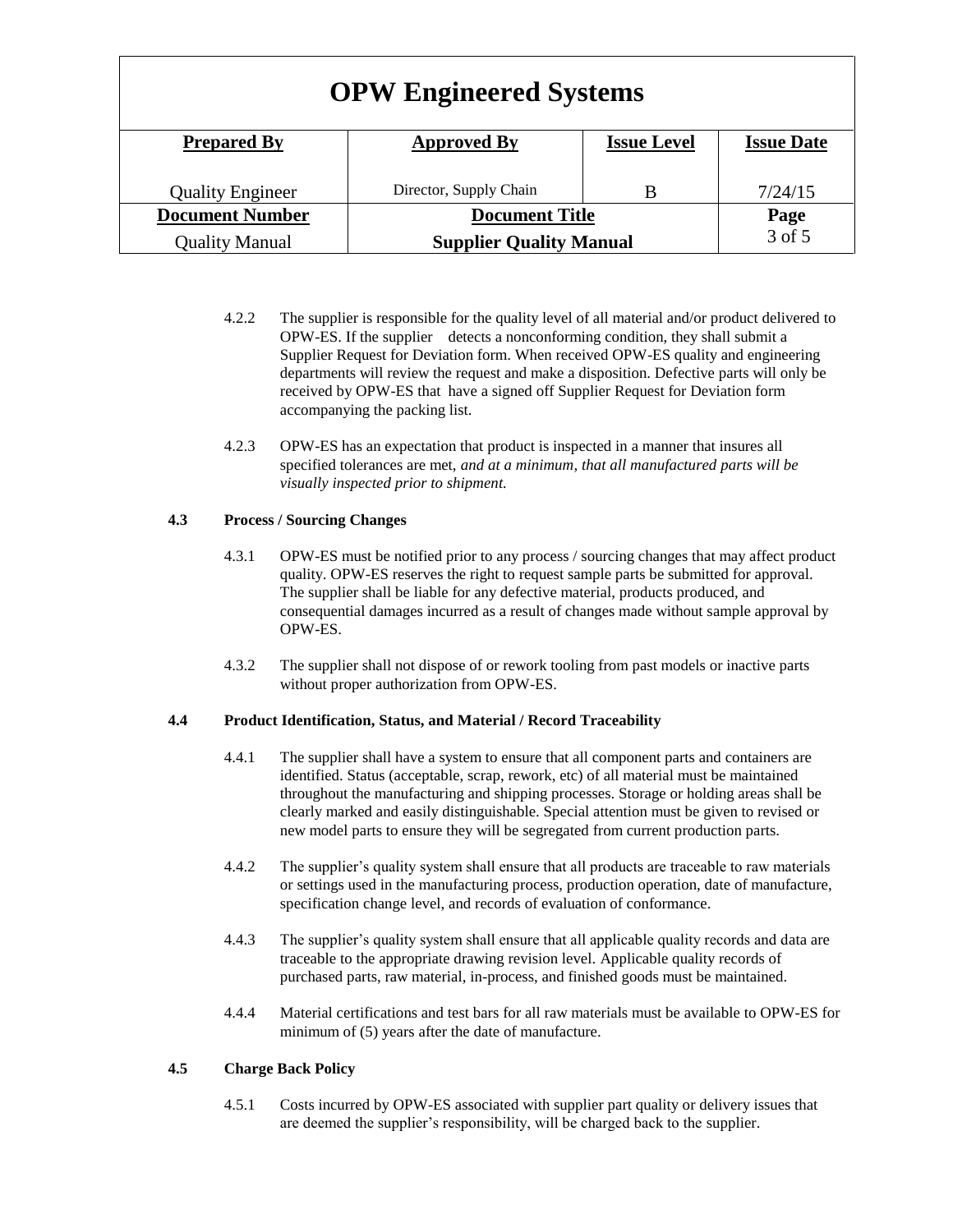4.2.2 The supplier is responsible for the quality level of all material and/or product delivered to OPW-ES. If the supplier detects a nonconforming condition, they shall submit a Supplier Request for Deviation form. When received OPW-ES quality and engineering departments will review the request and make a disposition. Defective parts will only be received by OPW-ES that have a signed off Supplier Request for Deviation form accompanying the packing list.

4.2.3 OPW-ES has an expectation that product is inspected in a manner that insures all specified tolerances are met, *and at a minimum, that all manufactured parts will be visually inspected prior to shipment.*

**4.3 Process / Sourcing Changes**

4.3.1 OPW-ES must be notified prior to any process / sourcing changes that may affect product quality. OPW-ES reserves the right to request sample parts be submitted for approval. The supplier shall be liable for any defective material, products produced, and consequential damages incurred as a result of changes made without sample approval by OPW-ES.

4.3.2 The supplier shall not dispose of or rework tooling from past models or inactive parts without proper authorization from OPW-ES.

**4.4 Product Identification, Status, and Material / Record Traceability**

4.4.1 The supplier shall have a system to ensure that all component parts and containers are identified. Status (acceptable, scrap, rework, etc) of all material must be maintained throughout the manufacturing and shipping processes. Storage or holding areas shall be clearly marked and easily distinguishable. Special attention must be given to revised or new model parts to ensure they will be segregated from current production parts.

4.4.2 The supplier's quality system shall ensure that all products are traceable to raw materials or settings used in the manufacturing process, production operation, date of manufacture, specification change level, and records of evaluation of conformance.

4.4.3 The supplier's quality system shall ensure that all applicable quality records and data are traceable to the appropriate drawing revision level. Applicable quality records of purchased parts, raw material, in-process, and finished goods must be maintained.

4.4.4 Material certifications and test bars for all raw materials must be available to OPW-ES for minimum of (5) years after the date of manufacture.

**4.5 Charge Back Policy**

4.5.1 Costs incurred by OPW-ES associated with supplier part quality or delivery issues that are deemed the supplier's responsibility, will be charged back to the supplier.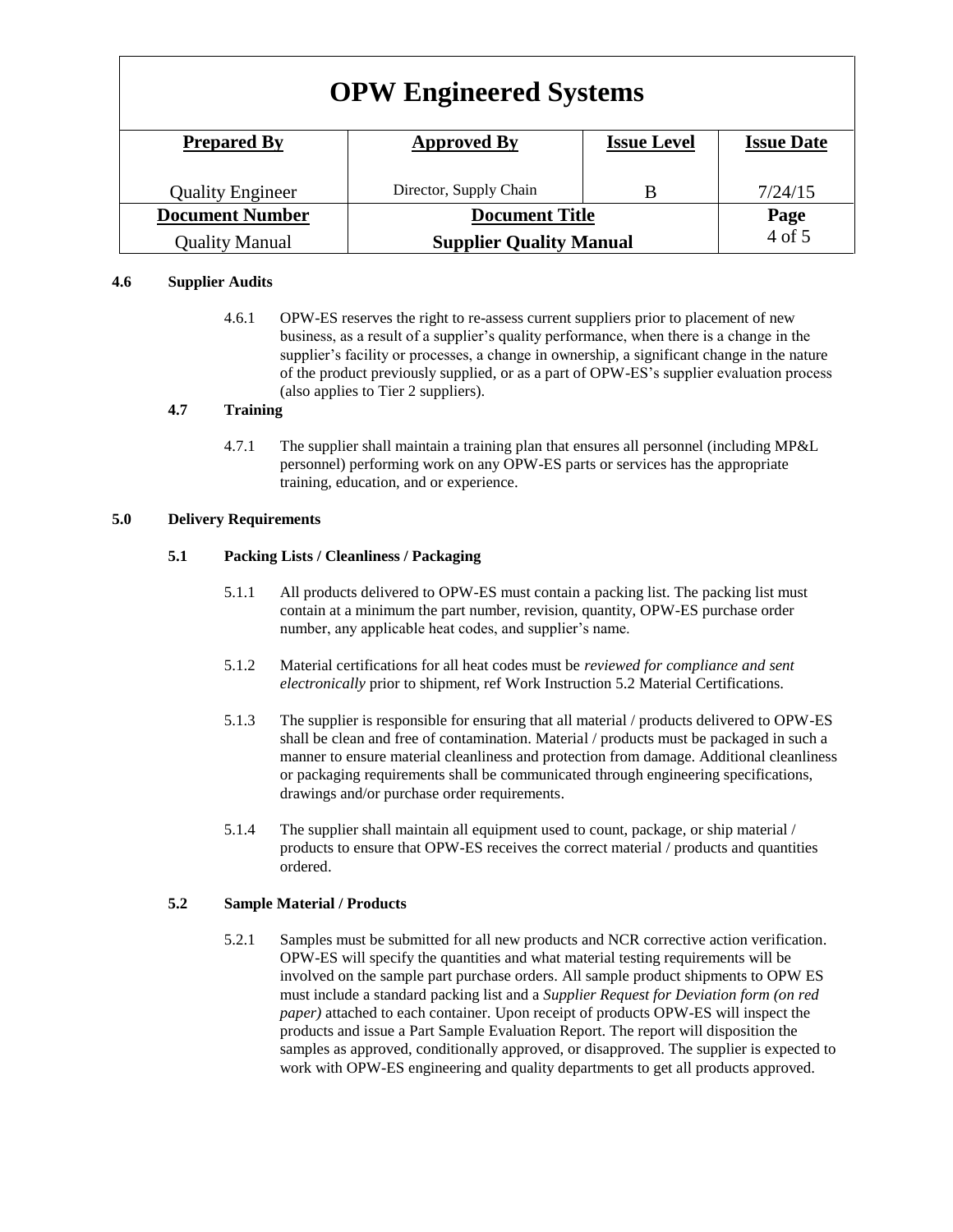### 4.6 Supplier Audits

4.6.1 OPW-ES reserves the right to re-assess current suppliers prior to placement of new business, as a result of a supplier's quality performance, when there is a change in the supplier's facility or processes, a change in ownership, a significant change in the nature of the product previously supplied, or as a part of OPW-ES's supplier evaluation process (also applies to Tier 2 suppliers).

### 4.7 Training

4.7.1 The supplier shall maintain a training plan that ensures all personnel (including MP&L personnel) performing work on any OPW-ES parts or services has the appropriate training, education, and or experience.

## 5.0 Delivery Requirements

### 5.1 Packing Lists / Cleanliness / Packaging

5.1.1 All products delivered to OPW-ES must contain a packing list. The packing list must contain at a minimum the part number, revision, quantity, OPW-ES purchase order number, any applicable heat codes, and supplier's name.

5.1.2 Material certifications for all heat codes must be *reviewed for compliance and sent electronically* prior to shipment, ref Work Instruction 5.2 Material Certifications.

5.1.3 The supplier is responsible for ensuring that all material / products delivered to OPW-ES shall be clean and free of contamination. Material / products must be packaged in such a manner to ensure material cleanliness and protection from damage. Additional cleanliness or packaging requirements shall be communicated through engineering specifications, drawings and/or purchase order requirements.

5.1.4 The supplier shall maintain all equipment used to count, package, or ship material / products to ensure that OPW-ES receives the correct material / products and quantities ordered.

### 5.2 Sample Material / Products

5.2.1 Samples must be submitted for all new products and NCR corrective action verification. OPW-ES will specify the quantities and what material testing requirements will be involved on the sample part purchase orders. All sample product shipments to OPW ES must include a standard packing list and a *Supplier Request for Deviation form (on red paper)* attached to each container. Upon receipt of products OPW-ES will inspect the products and issue a Part Sample Evaluation Report. The report will disposition the samples as approved, conditionally approved, or disapproved. The supplier is expected to work with OPW-ES engineering and quality departments to get all products approved.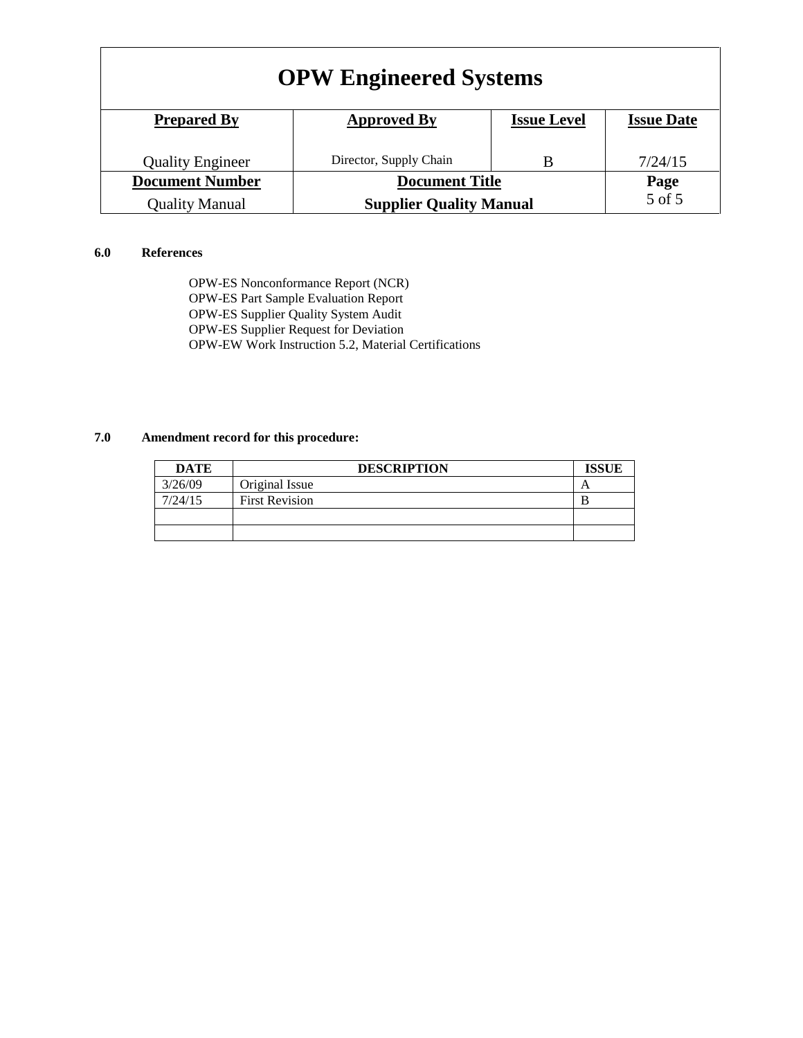## 6.0 References

OPW-ES Nonconformance Report (NCR)
OPW-ES Part Sample Evaluation Report
OPW-ES Supplier Quality System Audit
OPW-ES Supplier Request for Deviation
OPW-EW Work Instruction 5.2, Material Certifications

## 7.0 Amendment record for this procedure:

| DATE | DESCRIPTION | ISSUE |
|---|---|---|
| 3/26/09 | Original Issue | A |
| 7/24/15 | First Revision | B |
| | | |
| | | |